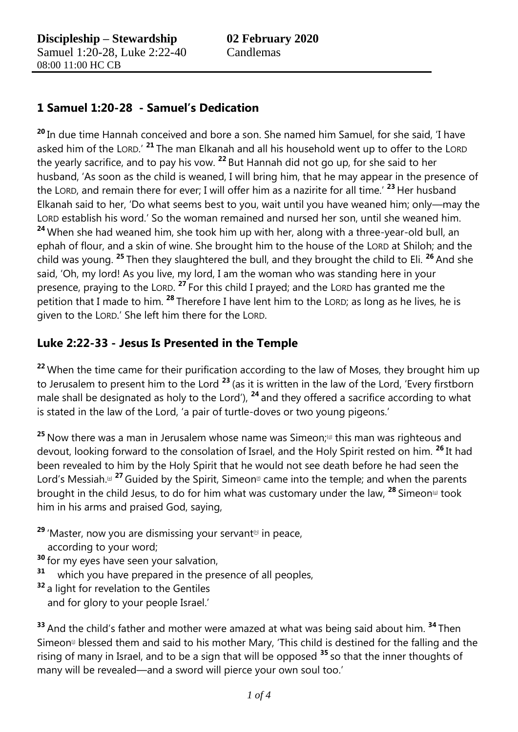**Discipleship – Stewardship** **02 February 2020**
Samuel 1:20-28, Luke 2:22-40 Candlemas
08:00 11:00 HC CB

## 1 Samuel 1:20-28 - Samuel's Dedication

**20** In due time Hannah conceived and bore a son. She named him Samuel, for she said, 'I have asked him of the LORD.' **21** The man Elkanah and all his household went up to offer to the LORD the yearly sacrifice, and to pay his vow. **22** But Hannah did not go up, for she said to her husband, 'As soon as the child is weaned, I will bring him, that he may appear in the presence of the LORD, and remain there for ever; I will offer him as a nazirite for all time.' **23** Her husband Elkanah said to her, 'Do what seems best to you, wait until you have weaned him; only—may the LORD establish his word.' So the woman remained and nursed her son, until she weaned him. **24** When she had weaned him, she took him up with her, along with a three-year-old bull, an ephah of flour, and a skin of wine. She brought him to the house of the LORD at Shiloh; and the child was young. **25** Then they slaughtered the bull, and they brought the child to Eli. **26** And she said, 'Oh, my lord! As you live, my lord, I am the woman who was standing here in your presence, praying to the LORD. **27** For this child I prayed; and the LORD has granted me the petition that I made to him. **28** Therefore I have lent him to the LORD; as long as he lives, he is given to the LORD.' She left him there for the LORD.

## Luke 2:22-33 - Jesus Is Presented in the Temple

**22** When the time came for their purification according to the law of Moses, they brought him up to Jerusalem to present him to the Lord **23** (as it is written in the law of the Lord, 'Every firstborn male shall be designated as holy to the Lord'), **24** and they offered a sacrifice according to what is stated in the law of the Lord, 'a pair of turtle-doves or two young pigeons.'

**25** Now there was a man in Jerusalem whose name was Simeon;[d] this man was righteous and devout, looking forward to the consolation of Israel, and the Holy Spirit rested on him. **26** It had been revealed to him by the Holy Spirit that he would not see death before he had seen the Lord's Messiah.[e] **27** Guided by the Spirit, Simeon[f] came into the temple; and when the parents brought in the child Jesus, to do for him what was customary under the law, **28** Simeon[g] took him in his arms and praised God, saying,

**29** 'Master, now you are dismissing your servant[h] in peace,
according to your word;
**30** for my eyes have seen your salvation,
**31** which you have prepared in the presence of all peoples,
**32** a light for revelation to the Gentiles
and for glory to your people Israel.'

**33** And the child's father and mother were amazed at what was being said about him. **34** Then Simeon[i] blessed them and said to his mother Mary, 'This child is destined for the falling and the rising of many in Israel, and to be a sign that will be opposed **35** so that the inner thoughts of many will be revealed—and a sword will pierce your own soul too.'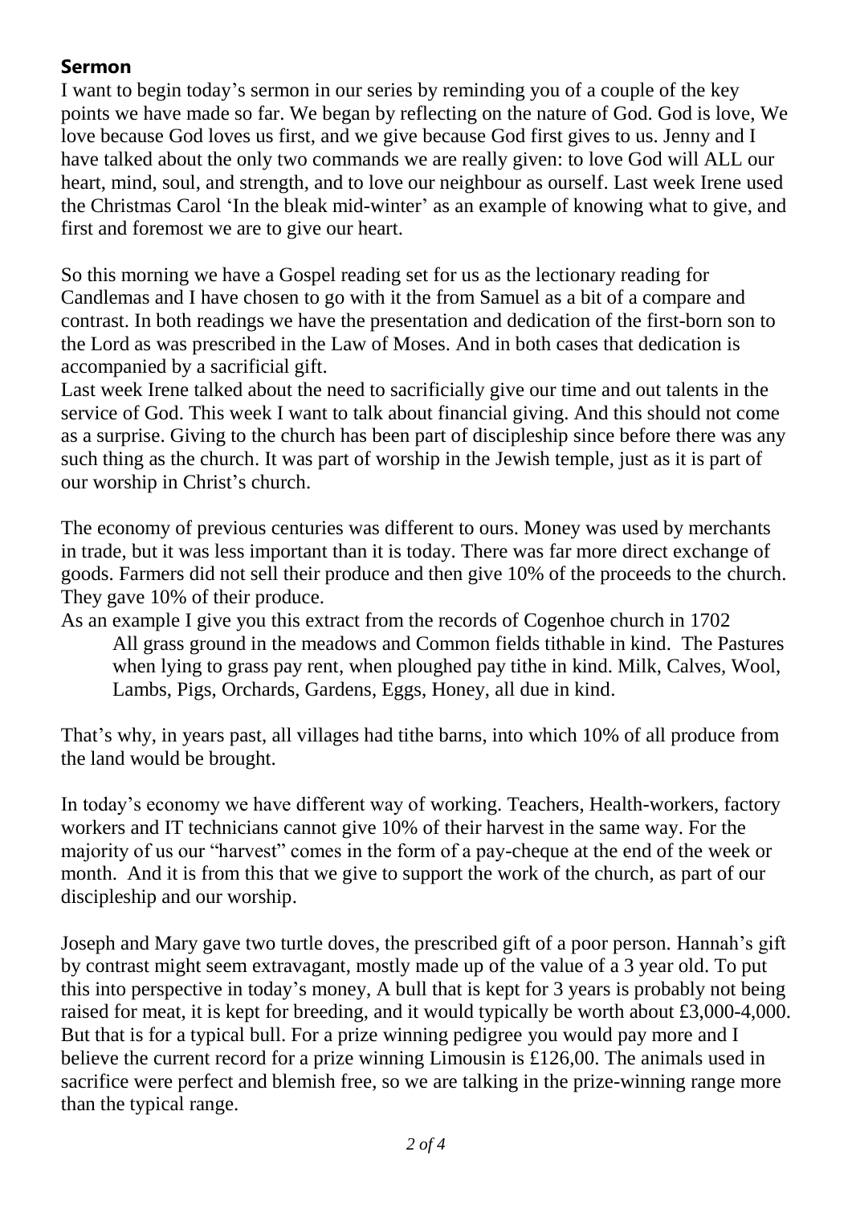**Sermon**

I want to begin today's sermon in our series by reminding you of a couple of the key points we have made so far. We began by reflecting on the nature of God. God is love, We love because God loves us first, and we give because God first gives to us. Jenny and I have talked about the only two commands we are really given: to love God will ALL our heart, mind, soul, and strength, and to love our neighbour as ourself. Last week Irene used the Christmas Carol 'In the bleak mid-winter' as an example of knowing what to give, and first and foremost we are to give our heart.

So this morning we have a Gospel reading set for us as the lectionary reading for Candlemas and I have chosen to go with it the from Samuel as a bit of a compare and contrast. In both readings we have the presentation and dedication of the first-born son to the Lord as was prescribed in the Law of Moses. And in both cases that dedication is accompanied by a sacrificial gift.

Last week Irene talked about the need to sacrificially give our time and out talents in the service of God. This week I want to talk about financial giving. And this should not come as a surprise. Giving to the church has been part of discipleship since before there was any such thing as the church. It was part of worship in the Jewish temple, just as it is part of our worship in Christ's church.

The economy of previous centuries was different to ours. Money was used by merchants in trade, but it was less important than it is today. There was far more direct exchange of goods. Farmers did not sell their produce and then give 10% of the proceeds to the church. They gave 10% of their produce.

As an example I give you this extract from the records of Cogenhoe church in 1702

> All grass ground in the meadows and Common fields tithable in kind. The Pastures when lying to grass pay rent, when ploughed pay tithe in kind. Milk, Calves, Wool, Lambs, Pigs, Orchards, Gardens, Eggs, Honey, all due in kind.

That's why, in years past, all villages had tithe barns, into which 10% of all produce from the land would be brought.

In today's economy we have different way of working. Teachers, Health-workers, factory workers and IT technicians cannot give 10% of their harvest in the same way. For the majority of us our "harvest" comes in the form of a pay-cheque at the end of the week or month. And it is from this that we give to support the work of the church, as part of our discipleship and our worship.

Joseph and Mary gave two turtle doves, the prescribed gift of a poor person. Hannah's gift by contrast might seem extravagant, mostly made up of the value of a 3 year old. To put this into perspective in today's money, A bull that is kept for 3 years is probably not being raised for meat, it is kept for breeding, and it would typically be worth about £3,000-4,000. But that is for a typical bull. For a prize winning pedigree you would pay more and I believe the current record for a prize winning Limousin is £126,00. The animals used in sacrifice were perfect and blemish free, so we are talking in the prize-winning range more than the typical range.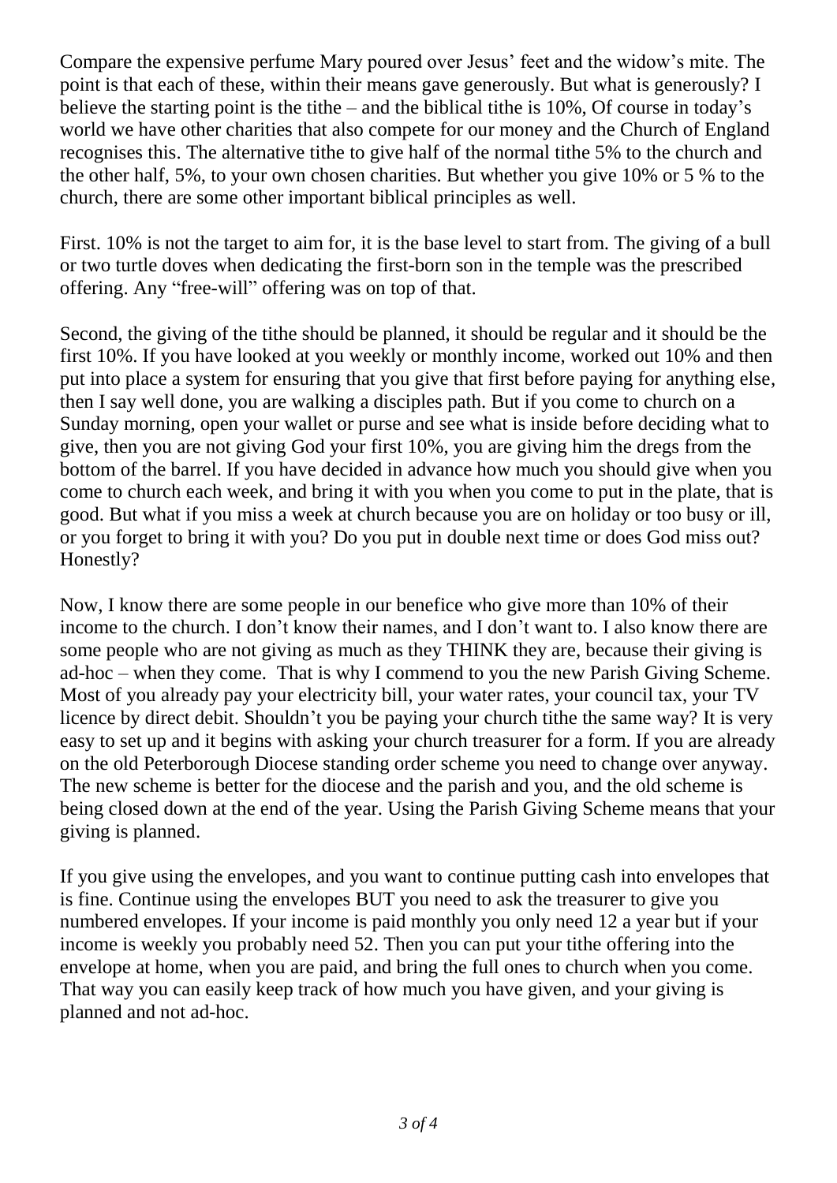Compare the expensive perfume Mary poured over Jesus' feet and the widow's mite. The point is that each of these, within their means gave generously. But what is generously? I believe the starting point is the tithe – and the biblical tithe is 10%, Of course in today's world we have other charities that also compete for our money and the Church of England recognises this. The alternative tithe to give half of the normal tithe 5% to the church and the other half, 5%, to your own chosen charities. But whether you give 10% or 5 % to the church, there are some other important biblical principles as well.

First. 10% is not the target to aim for, it is the base level to start from. The giving of a bull or two turtle doves when dedicating the first-born son in the temple was the prescribed offering. Any "free-will" offering was on top of that.

Second, the giving of the tithe should be planned, it should be regular and it should be the first 10%. If you have looked at you weekly or monthly income, worked out 10% and then put into place a system for ensuring that you give that first before paying for anything else, then I say well done, you are walking a disciples path. But if you come to church on a Sunday morning, open your wallet or purse and see what is inside before deciding what to give, then you are not giving God your first 10%, you are giving him the dregs from the bottom of the barrel. If you have decided in advance how much you should give when you come to church each week, and bring it with you when you come to put in the plate, that is good. But what if you miss a week at church because you are on holiday or too busy or ill, or you forget to bring it with you? Do you put in double next time or does God miss out? Honestly?

Now, I know there are some people in our benefice who give more than 10% of their income to the church. I don't know their names, and I don't want to. I also know there are some people who are not giving as much as they THINK they are, because their giving is ad-hoc – when they come. That is why I commend to you the new Parish Giving Scheme. Most of you already pay your electricity bill, your water rates, your council tax, your TV licence by direct debit. Shouldn't you be paying your church tithe the same way? It is very easy to set up and it begins with asking your church treasurer for a form. If you are already on the old Peterborough Diocese standing order scheme you need to change over anyway. The new scheme is better for the diocese and the parish and you, and the old scheme is being closed down at the end of the year. Using the Parish Giving Scheme means that your giving is planned.

If you give using the envelopes, and you want to continue putting cash into envelopes that is fine. Continue using the envelopes BUT you need to ask the treasurer to give you numbered envelopes. If your income is paid monthly you only need 12 a year but if your income is weekly you probably need 52. Then you can put your tithe offering into the envelope at home, when you are paid, and bring the full ones to church when you come. That way you can easily keep track of how much you have given, and your giving is planned and not ad-hoc.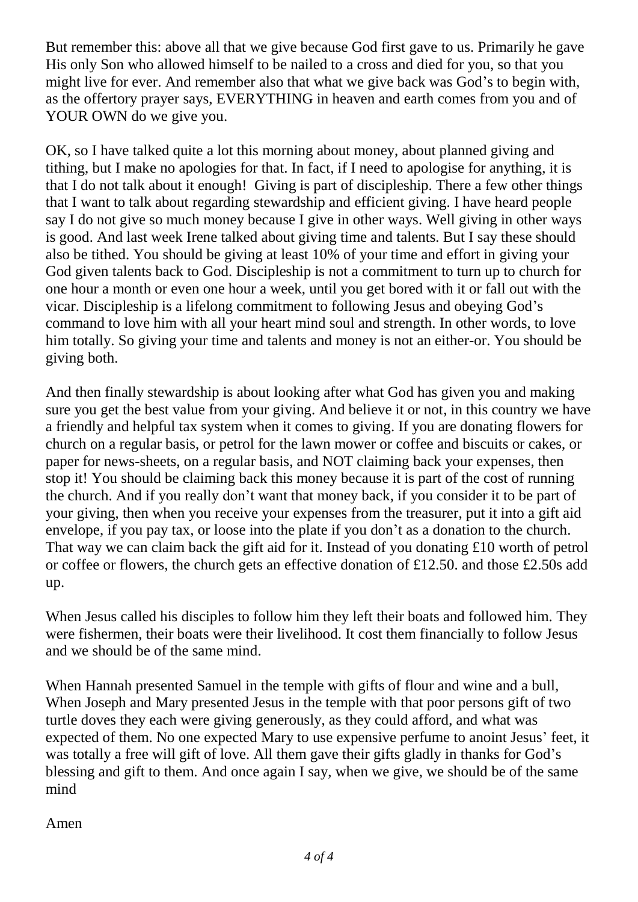But remember this: above all that we give because God first gave to us. Primarily he gave His only Son who allowed himself to be nailed to a cross and died for you, so that you might live for ever. And remember also that what we give back was God's to begin with, as the offertory prayer says, EVERYTHING in heaven and earth comes from you and of YOUR OWN do we give you.

OK, so I have talked quite a lot this morning about money, about planned giving and tithing, but I make no apologies for that. In fact, if I need to apologise for anything, it is that I do not talk about it enough! Giving is part of discipleship. There a few other things that I want to talk about regarding stewardship and efficient giving. I have heard people say I do not give so much money because I give in other ways. Well giving in other ways is good. And last week Irene talked about giving time and talents. But I say these should also be tithed. You should be giving at least 10% of your time and effort in giving your God given talents back to God. Discipleship is not a commitment to turn up to church for one hour a month or even one hour a week, until you get bored with it or fall out with the vicar. Discipleship is a lifelong commitment to following Jesus and obeying God's command to love him with all your heart mind soul and strength. In other words, to love him totally. So giving your time and talents and money is not an either-or. You should be giving both.

And then finally stewardship is about looking after what God has given you and making sure you get the best value from your giving. And believe it or not, in this country we have a friendly and helpful tax system when it comes to giving. If you are donating flowers for church on a regular basis, or petrol for the lawn mower or coffee and biscuits or cakes, or paper for news-sheets, on a regular basis, and NOT claiming back your expenses, then stop it! You should be claiming back this money because it is part of the cost of running the church. And if you really don't want that money back, if you consider it to be part of your giving, then when you receive your expenses from the treasurer, put it into a gift aid envelope, if you pay tax, or loose into the plate if you don't as a donation to the church. That way we can claim back the gift aid for it. Instead of you donating £10 worth of petrol or coffee or flowers, the church gets an effective donation of £12.50. and those £2.50s add up.

When Jesus called his disciples to follow him they left their boats and followed him. They were fishermen, their boats were their livelihood. It cost them financially to follow Jesus and we should be of the same mind.

When Hannah presented Samuel in the temple with gifts of flour and wine and a bull, When Joseph and Mary presented Jesus in the temple with that poor persons gift of two turtle doves they each were giving generously, as they could afford, and what was expected of them. No one expected Mary to use expensive perfume to anoint Jesus' feet, it was totally a free will gift of love. All them gave their gifts gladly in thanks for God's blessing and gift to them. And once again I say, when we give, we should be of the same mind

Amen